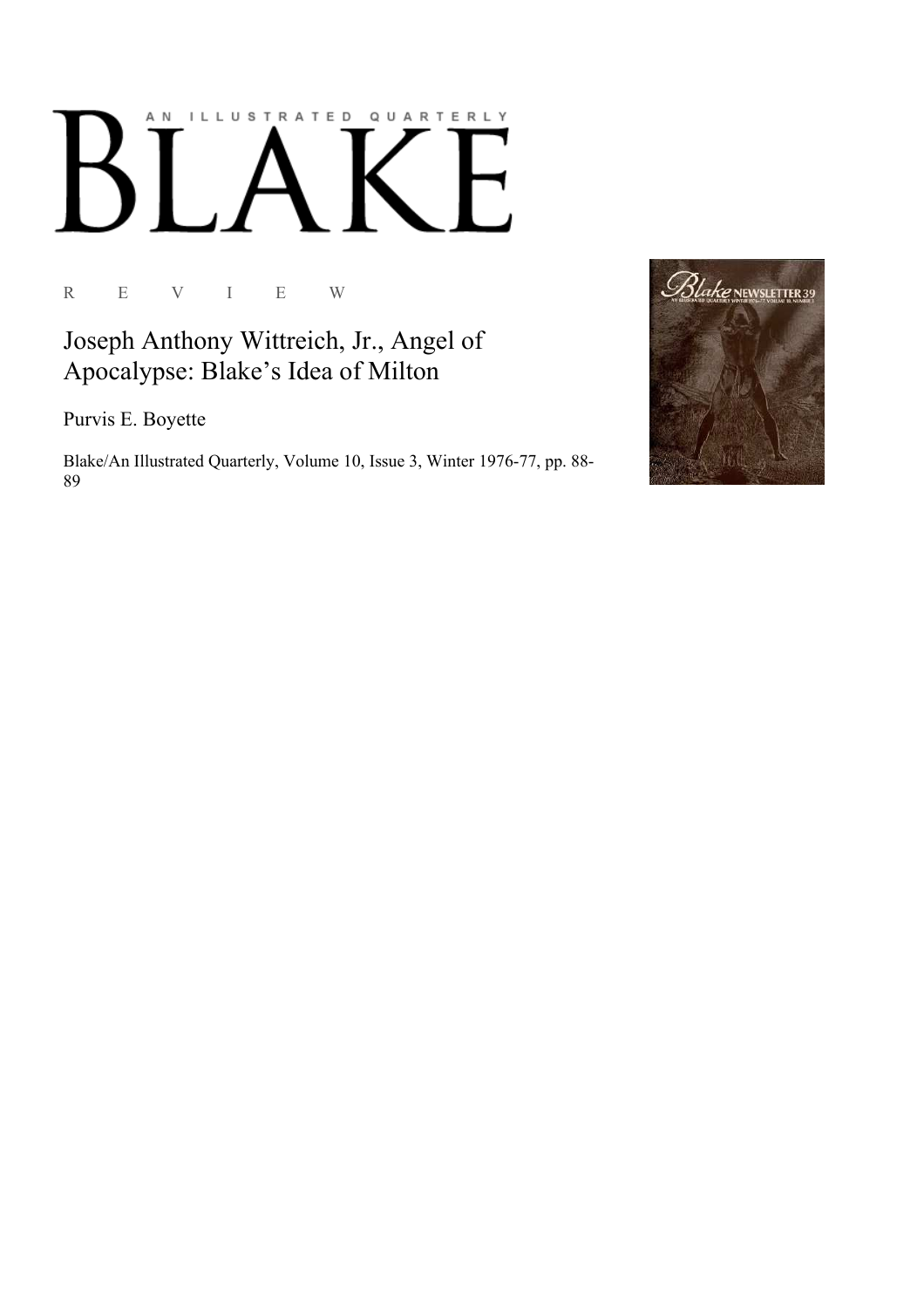AN ILLUSTRATED QUARTERLY

# BLAKE

R E V I E W

## Joseph Anthony Wittreich, Jr., Angel of Apocalypse: Blake's Idea of Milton

Purvis E. Boyette

Blake/An Illustrated Quarterly, Volume 10, Issue 3, Winter 1976-77, pp. 88-89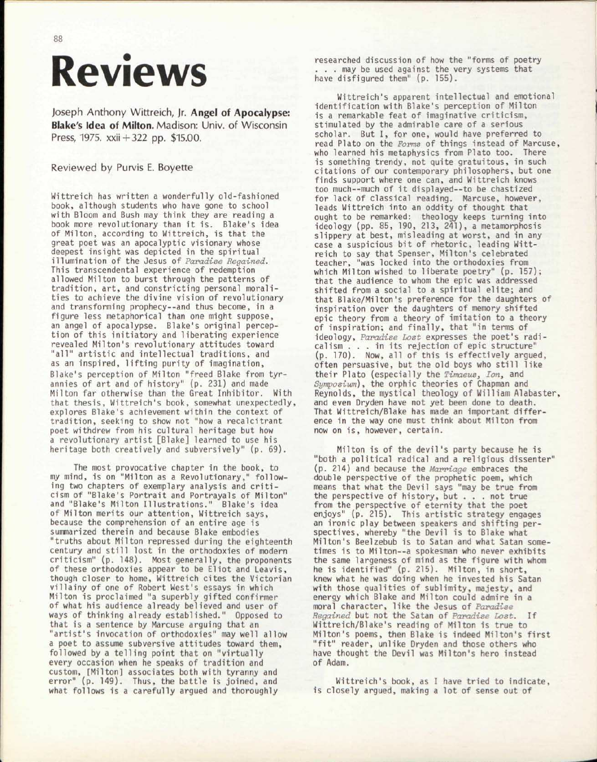# Reviews

Joseph Anthony Wittreich, Jr. **Angel of Apocalypse: Blake's Idea of Milton.** Madison: Univ. of Wisconsin Press, 1975. xxii + 322 pp. $15.00.

Reviewed by Purvis E. Boyette

Wittreich has written a wonderfully old-fashioned book, although students who have gone to school with Bloom and Bush may think they are reading a book more revolutionary than it is. Blake's idea of Milton, according to Wittreich, is that the great poet was an apocalyptic visionary whose deepest insight was depicted in the spiritual illumination of the Jesus of *Paradise Regained*. This transcendental experience of redemption allowed Milton to burst through the patterns of tradition, art, and constricting personal moralities to achieve the divine vision of revolutionary and transforming prophecy--and thus become, in a figure less metaphorical than one might suppose, an angel of apocalypse. Blake's original perception of this initiatory and liberating experience revealed Milton's revolutionary attitudes toward "all" artistic and intellectual traditions, and as an inspired, lifting purity of imagination, Blake's perception of Milton "freed Blake from tyrannies of art and of history" (p. 231) and made Milton far otherwise than the Great Inhibitor. With that thesis, Wittreich's book, somewhat unexpectedly, explores Blake's achievement within the context of tradition, seeking to show not "how a recalcitrant poet withdrew from his cultural heritage but how a revolutionary artist [Blake] learned to use his heritage both creatively and subversively" (p. 69).

The most provocative chapter in the book, to my mind, is on "Milton as a Revolutionary," following two chapters of exemplary analysis and criticism of "Blake's Portrait and Portrayals of Milton" and "Blake's Milton Illustrations." Blake's idea of Milton merits our attention, Wittreich says, because the comprehension of an entire age is summarized therein and because Blake embodies "truths about Milton repressed during the eighteenth century and still lost in the orthodoxies of modern criticism" (p. 148). Most generally, the proponents of these orthodoxies appear to be Eliot and Leavis, though closer to home, Wittreich cites the Victorian villainy of one of Robert West's essays in which Milton is proclaimed "a superbly gifted confirmer of what his audience already believed and user of ways of thinking already established." Opposed to that is a sentence by Marcuse arguing that an "artist's invocation of orthodoxies" may well allow a poet to assume subversive attitudes toward them, followed by a telling point that on "virtually every occasion when he speaks of tradition and custom, [Milton] associates both with tyranny and error" (p. 149). Thus, the battle is joined, and what follows is a carefully argued and thoroughly researched discussion of how the "forms of poetry . . . may be used against the very systems that have disfigured them" (p. 155).

Wittreich's apparent intellectual and emotional identification with Blake's perception of Milton is a remarkable feat of imaginative criticism, stimulated by the admirable care of a serious scholar. But I, for one, would have preferred to read Plato on the *Forms* of things instead of Marcuse, who learned his metaphysics from Plato too. There is something trendy, not quite gratuitous, in such citations of our contemporary philosophers, but one finds support where one can, and Wittreich knows too much--much of it displayed--to be chastized for lack of classical reading. Marcuse, however, leads Wittreich into an oddity of thought that ought to be remarked: theology keeps turning into ideology (pp. 85, 190, 213, 241), a metamorphosis slippery at best, misleading at worst, and in any case a suspicious bit of rhetoric, leading Wittreich to say that Spenser, Milton's celebrated teacher, "was locked into the orthodoxies from which Milton wished to liberate poetry" (p. 157); that the audience to whom the epic was addressed shifted from a social to a spiritual elite; and that Blake/Milton's preference for the daughters of inspiration over the daughters of memory shifted epic theory from a theory of imitation to a theory of inspiration; and finally, that "in terms of ideology, *Paradise Lost* expresses the poet's radicalism . . . in its rejection of epic structure" (p. 170). Now, all of this is effectively argued, often persuasive, but the old boys who still like their Plato (especially the *Timaeus*, *Ion*, and *Symposium*), the orphic theories of Chapman and Reynolds, the mystical theology of William Alabaster, and even Dryden have not yet been done to death. That Wittreich/Blake has made an important difference in the way one must think about Milton from now on is, however, certain.

Milton is of the devil's party because he is "both a political radical and a religious dissenter" (p. 214) and because the *Marriage* embraces the double perspective of the prophetic poem, which means that what the Devil says "may be true from the perspective of history, but . . . not true from the perspective of eternity that the poet enjoys" (p. 215). This artistic strategy engages an ironic play between speakers and shifting perspectives, whereby "the Devil is to Blake what Milton's Beelzebub is to Satan and what Satan sometimes is to Milton--a spokesman who never exhibits the same largeness of mind as the figure with whom he is identified" (p. 215). Milton, in short, knew what he was doing when he invested his Satan with those qualities of sublimity, majesty, and energy which Blake and Milton could admire in a moral character, like the Jesus of *Paradise Regained* but not the Satan of *Paradise Lost*. If Wittreich/Blake's reading of Milton is true to Milton's poems, then Blake is indeed Milton's first "fit" reader, unlike Dryden and those others who have thought the Devil was Milton's hero instead of Adam.

Wittreich's book, as I have tried to indicate, is closely argued, making a lot of sense out of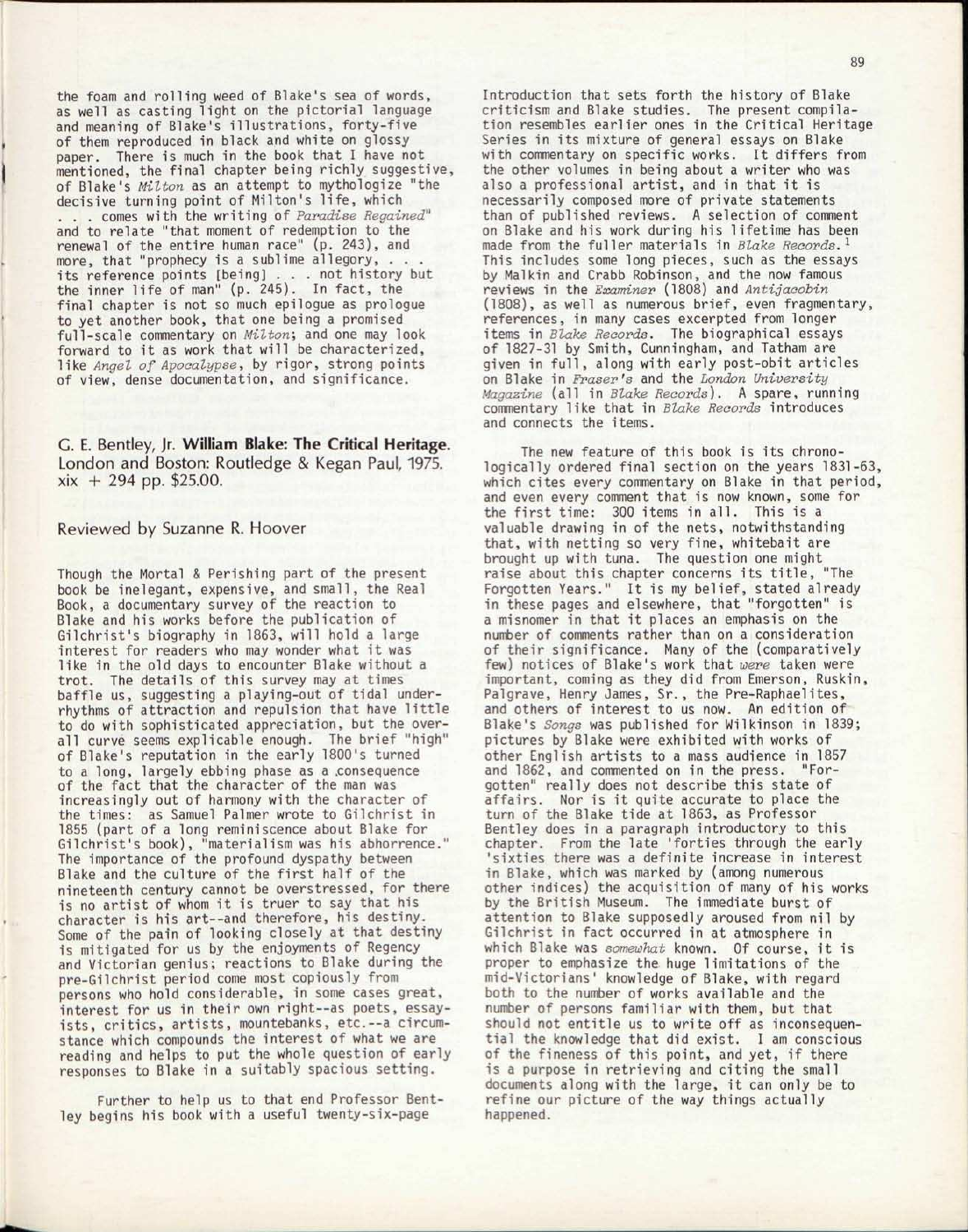the foam and rolling weed of Blake's sea of words, as well as casting light on the pictorial language and meaning of Blake's illustrations, forty-five of them reproduced in black and white on glossy paper. There is much in the book that I have not mentioned, the final chapter being richly suggestive, of Blake's *Milton* as an attempt to mythologize "the decisive turning point of Milton's life, which . . . comes with the writing of *Paradise Regained*" and to relate "that moment of redemption to the renewal of the entire human race" (p. 243), and more, that "prophecy is a sublime allegory, . . . its reference points [being] . . . not history but the inner life of man" (p. 245). In fact, the final chapter is not so much epilogue as prologue to yet another book, that one being a promised full-scale commentary on *Milton*; and one may look forward to it as work that will be characterized, like *Angel of Apocalypse*, by rigor, strong points of view, dense documentation, and significance.

## G. E. Bentley, Jr. **William Blake: The Critical Heritage**. London and Boston: Routledge & Kegan Paul, 1975. xix + 294 pp. $25.00.

### Reviewed by Suzanne R. Hoover

Though the Mortal & Perishing part of the present book be inelegant, expensive, and small, the Real Book, a documentary survey of the reaction to Blake and his works before the publication of Gilchrist's biography in 1863, will hold a large interest for readers who may wonder what it was like in the old days to encounter Blake without a trot. The details of this survey may at times baffle us, suggesting a playing-out of tidal under-rhythms of attraction and repulsion that have little to do with sophisticated appreciation, but the overall curve seems explicable enough. The brief "high" of Blake's reputation in the early 1800's turned to a long, largely ebbing phase as a consequence of the fact that the character of the man was increasingly out of harmony with the character of the times: as Samuel Palmer wrote to Gilchrist in 1855 (part of a long reminiscence about Blake for Gilchrist's book), "materialism was his abhorrence." The importance of the profound dyspathy between Blake and the culture of the first half of the nineteenth century cannot be overstressed, for there is no artist of whom it is truer to say that his character is his art--and therefore, his destiny. Some of the pain of looking closely at that destiny is mitigated for us by the enjoyments of Regency and Victorian genius; reactions to Blake during the pre-Gilchrist period come most copiously from persons who hold considerable, in some cases great, interest for us in their own right--as poets, essayists, critics, artists, mountebanks, etc.--a circumstance which compounds the interest of what we are reading and helps to put the whole question of early responses to Blake in a suitably spacious setting.

Further to help us to that end Professor Bentley begins his book with a useful twenty-six-page Introduction that sets forth the history of Blake criticism and Blake studies. The present compilation resembles earlier ones in the Critical Heritage Series in its mixture of general essays on Blake with commentary on specific works. It differs from the other volumes in being about a writer who was also a professional artist, and in that it is necessarily composed more of private statements than of published reviews. A selection of comment on Blake and his work during his lifetime has been made from the fuller materials in *Blake Records*.[1] This includes some long pieces, such as the essays by Malkin and Crabb Robinson, and the now famous reviews in the *Examiner* (1808) and *Antijacobin* (1808), as well as numerous brief, even fragmentary, references, in many cases excerpted from longer items in *Blake Records*. The biographical essays of 1827-31 by Smith, Cunningham, and Tatham are given in full, along with early post-obit articles on Blake in *Fraser's* and the *London University Magazine* (all in *Blake Records*). A spare, running commentary like that in *Blake Records* introduces and connects the items.

The new feature of this book is its chronologically ordered final section on the years 1831-63, which cites every commentary on Blake in that period, and even every comment that is now known, some for the first time: 300 items in all. This is a valuable drawing in of the nets, notwithstanding that, with netting so very fine, whitebait are brought up with tuna. The question one might raise about this chapter concerns its title, "The Forgotten Years." It is my belief, stated already in these pages and elsewhere, that "forgotten" is a misnomer in that it places an emphasis on the number of comments rather than on a consideration of their significance. Many of the (comparatively few) notices of Blake's work that *were* taken were important, coming as they did from Emerson, Ruskin, Palgrave, Henry James, Sr., the Pre-Raphaelites, and others of interest to us now. An edition of Blake's *Songs* was published for Wilkinson in 1839; pictures by Blake were exhibited with works of other English artists to a mass audience in 1857 and 1862, and commented on in the press. "Forgotten" really does not describe this state of affairs. Nor is it quite accurate to place the turn of the Blake tide at 1863, as Professor Bentley does in a paragraph introductory to this chapter. From the late 'forties through the early 'sixties there was a definite increase in interest in Blake, which was marked by (among numerous other indices) the acquisition of many of his works by the British Museum. The immediate burst of attention to Blake supposedly aroused from nil by Gilchrist in fact occurred in at atmosphere in which Blake was *somewhat* known. Of course, it is proper to emphasize the huge limitations of the mid-Victorians' knowledge of Blake, with regard both to the number of works available and the number of persons familiar with them, but that should not entitle us to write off as inconsequential the knowledge that did exist. I am conscious of the fineness of this point, and yet, if there is a purpose in retrieving and citing the small documents along with the large, it can only be to refine our picture of the way things actually happened.